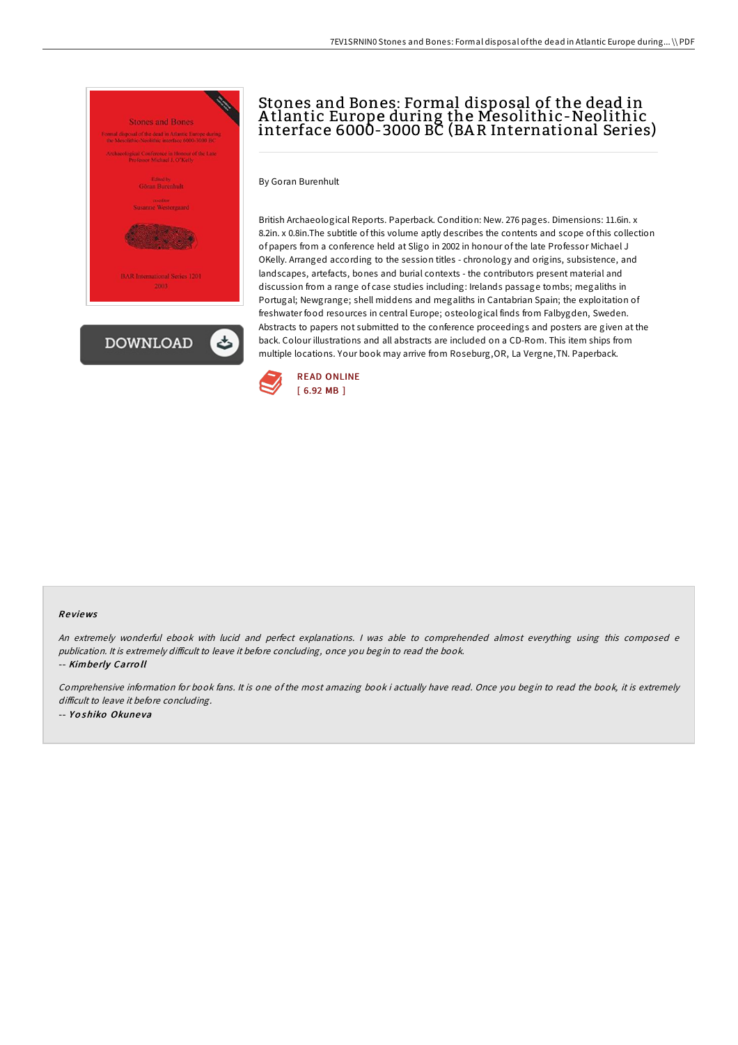# Stones and Bones: Formal disposal of the dead in Atlantic Europe during the Mesolithic-Neolithic interface 6000-3000 BC (BAR International Series)

By Goran Burenhult

British Archaeological Reports. Paperback. Condition: New. 276 pages. Dimensions: 11.6in. x 8.2in. x 0.8in.The subtitle of this volume aptly describes the contents and scope of this collection of papers from a conference held at Sligo in 2002 in honour of the late Professor Michael J OKelly. Arranged according to the session titles - chronology and origins, subsistence, and landscapes, artefacts, bones and burial contexts - the contributors present material and discussion from a range of case studies including: Irelands passage tombs; megaliths in Portugal; Newgrange; shell middens and megaliths in Cantabrian Spain; the exploitation of freshwater food resources in central Europe; osteological finds from Falbygden, Sweden. Abstracts to papers not submitted to the conference proceedings and posters are given at the back. Colour illustrations and all abstracts are included on a CD-Rom. This item ships from multiple locations. Your book may arrive from Roseburg,OR, La Vergne,TN. Paperback.

READ ONLINE
[ 6.92 MB ]

## Reviews

*An extremely wonderful ebook with lucid and perfect explanations. I was able to comprehended almost everything using this composed e publication. It is extremely difficult to leave it before concluding, once you begin to read the book.*

-- *Kimberly Carroll*

*Comprehensive information for book fans. It is one of the most amazing book i actually have read. Once you begin to read the book, it is extremely difficult to leave it before concluding.*

-- *Yoshiko Okuneva*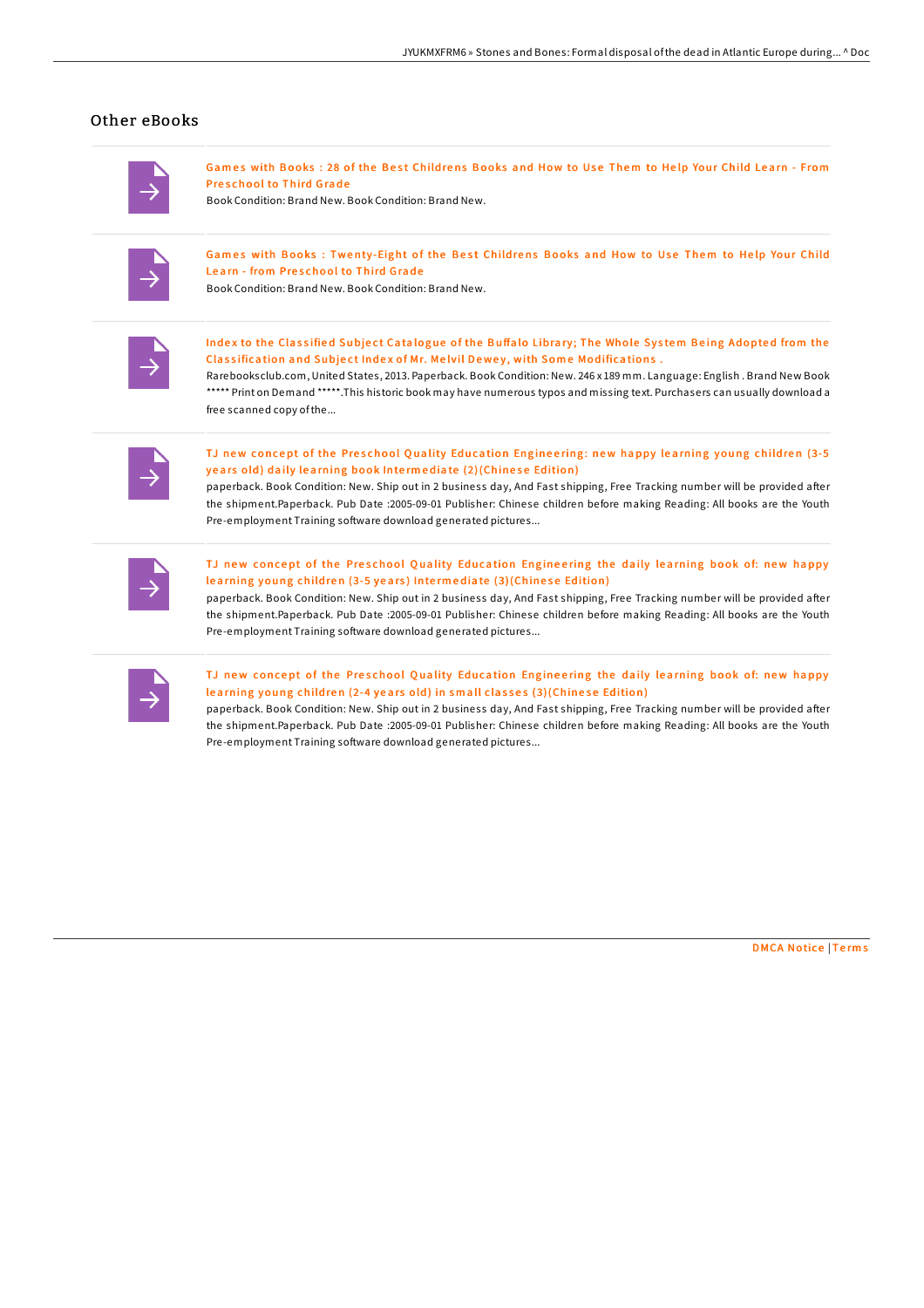## Other eBooks

**Games with Books : 28 of the Best Childrens Books and How to Use Them to Help Your Child Learn - From Preschool to Third Grade**

Book Condition: Brand New. Book Condition: Brand New.

**Games with Books : Twenty-Eight of the Best Childrens Books and How to Use Them to Help Your Child Learn - from Preschool to Third Grade**

Book Condition: Brand New. Book Condition: Brand New.

**Index to the Classified Subject Catalogue of the Buffalo Library; The Whole System Being Adopted from the Classification and Subject Index of Mr. Melvil Dewey, with Some Modifications .**

Rarebooksclub.com, United States, 2013. Paperback. Book Condition: New. 246 x 189 mm. Language: English . Brand New Book ***** Print on Demand *****.This historic book may have numerous typos and missing text. Purchasers can usually download a free scanned copy of the...

**TJ new concept of the Preschool Quality Education Engineering: new happy learning young children (3-5 years old) daily learning book Intermediate (2)(Chinese Edition)**

paperback. Book Condition: New. Ship out in 2 business day, And Fast shipping, Free Tracking number will be provided after the shipment.Paperback. Pub Date :2005-09-01 Publisher: Chinese children before making Reading: All books are the Youth Pre-employment Training software download generated pictures...

**TJ new concept of the Preschool Quality Education Engineering the daily learning book of: new happy learning young children (3-5 years) Intermediate (3)(Chinese Edition)**

paperback. Book Condition: New. Ship out in 2 business day, And Fast shipping, Free Tracking number will be provided after the shipment.Paperback. Pub Date :2005-09-01 Publisher: Chinese children before making Reading: All books are the Youth Pre-employment Training software download generated pictures...

**TJ new concept of the Preschool Quality Education Engineering the daily learning book of: new happy learning young children (2-4 years old) in small classes (3)(Chinese Edition)**

paperback. Book Condition: New. Ship out in 2 business day, And Fast shipping, Free Tracking number will be provided after the shipment.Paperback. Pub Date :2005-09-01 Publisher: Chinese children before making Reading: All books are the Youth Pre-employment Training software download generated pictures...